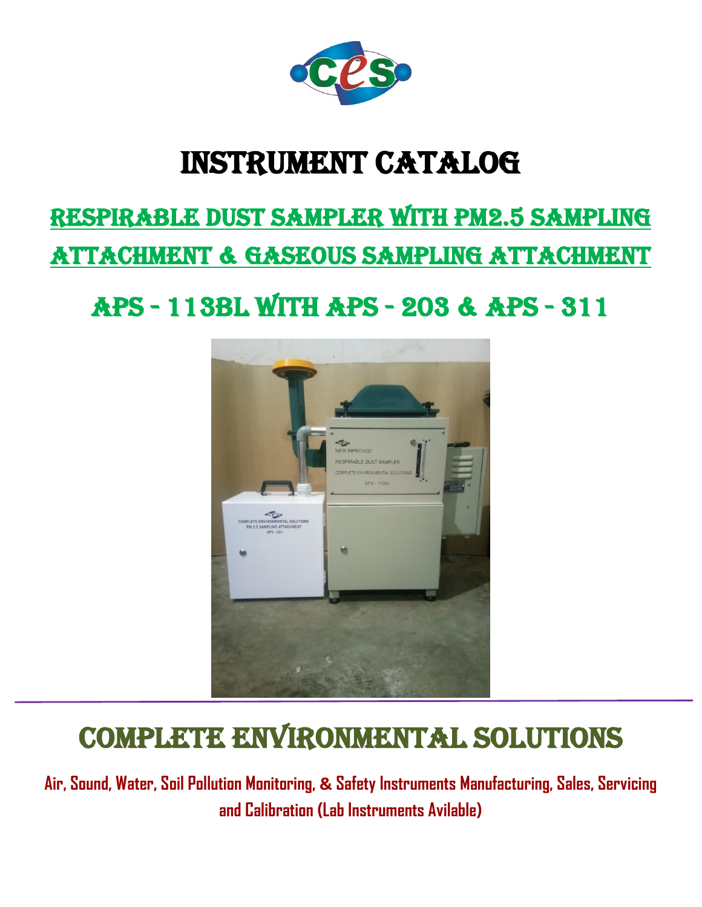# INSTRUMENT CATALOG

## RESPIRABLE DUST SAMPLER WITH PM2.5 SAMPLING ATTACHMENT & GASEOUS SAMPLING ATTACHMENT

## APS – 113BL WITH APS – 203 & APS – 311

# COMPLETE ENVIRONMENTAL SOLUTIONS

**Air, Sound, Water, Soil Pollution Monitoring, & Safety Instruments Manufacturing, Sales, Servicing and Calibration (Lab Instruments Avilable)**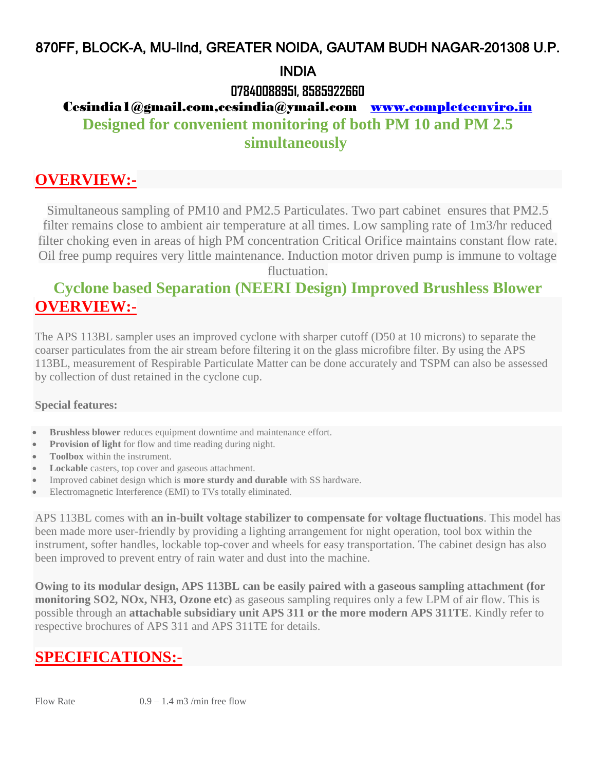870FF, BLOCK-A, MU-IInd, GREATER NOIDA, GAUTAM BUDH NAGAR-201308 U.P. INDIA

07840088951, 8585922660

Cesindia1@gmail.com,cesindia@ymail.com www.completeenviro.in

## Designed for convenient monitoring of both PM 10 and PM 2.5 simultaneously

## OVERVIEW:-

Simultaneous sampling of PM10 and PM2.5 Particulates. Two part cabinet ensures that PM2.5 filter remains close to ambient air temperature at all times. Low sampling rate of 1m3/hr reduced filter choking even in areas of high PM concentration Critical Orifice maintains constant flow rate. Oil free pump requires very little maintenance. Induction motor driven pump is immune to voltage fluctuation.

## Cyclone based Separation (NEERI Design) Improved Brushless Blower

## OVERVIEW:-

The APS 113BL sampler uses an improved cyclone with sharper cutoff (D50 at 10 microns) to separate the coarser particulates from the air stream before filtering it on the glass microfibre filter. By using the APS 113BL, measurement of Respirable Particulate Matter can be done accurately and TSPM can also be assessed by collection of dust retained in the cyclone cup.

**Special features:**

- **Brushless blower** reduces equipment downtime and maintenance effort.
- **Provision of light** for flow and time reading during night.
- **Toolbox** within the instrument.
- **Lockable** casters, top cover and gaseous attachment.
- Improved cabinet design which is **more sturdy and durable** with SS hardware.
- Electromagnetic Interference (EMI) to TVs totally eliminated.

APS 113BL comes with **an in-built voltage stabilizer to compensate for voltage fluctuations**. This model has been made more user-friendly by providing a lighting arrangement for night operation, tool box within the instrument, softer handles, lockable top-cover and wheels for easy transportation. The cabinet design has also been improved to prevent entry of rain water and dust into the machine.

**Owing to its modular design, APS 113BL can be easily paired with a gaseous sampling attachment (for monitoring SO2, NOx, NH3, Ozone etc)** as gaseous sampling requires only a few LPM of air flow. This is possible through an **attachable subsidiary unit APS 311 or the more modern APS 311TE**. Kindly refer to respective brochures of APS 311 and APS 311TE for details.

## SPECIFICATIONS:-

| | |
|---|---|
| Flow Rate | 0.9 – 1.4 m3 /min free flow |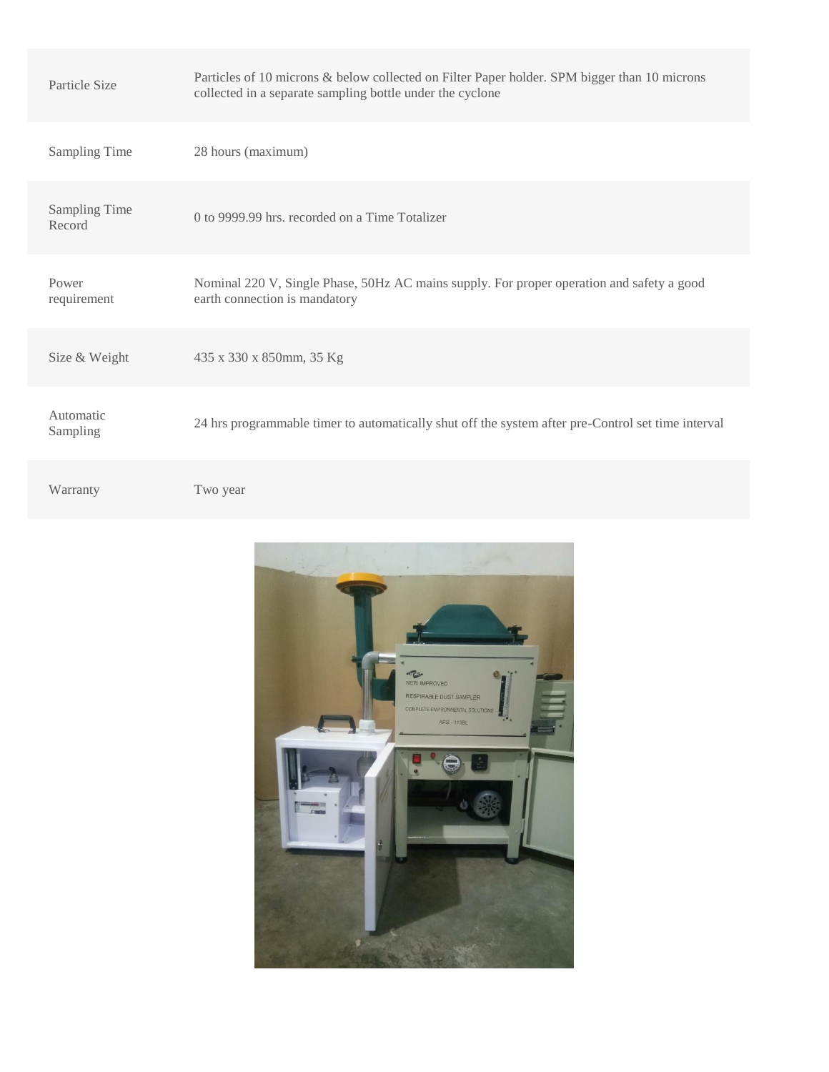| | |
|---|---|
| Particle Size | Particles of 10 microns & below collected on Filter Paper holder. SPM bigger than 10 microns collected in a separate sampling bottle under the cyclone |
| Sampling Time | 28 hours (maximum) |
| Sampling Time Record | 0 to 9999.99 hrs. recorded on a Time Totalizer |
| Power requirement | Nominal 220 V, Single Phase, 50Hz AC mains supply. For proper operation and safety a good earth connection is mandatory |
| Size & Weight | 435 x 330 x 850mm, 35 Kg |
| Automatic Sampling | 24 hrs programmable timer to automatically shut off the system after pre-Control set time interval |
| Warranty | Two year |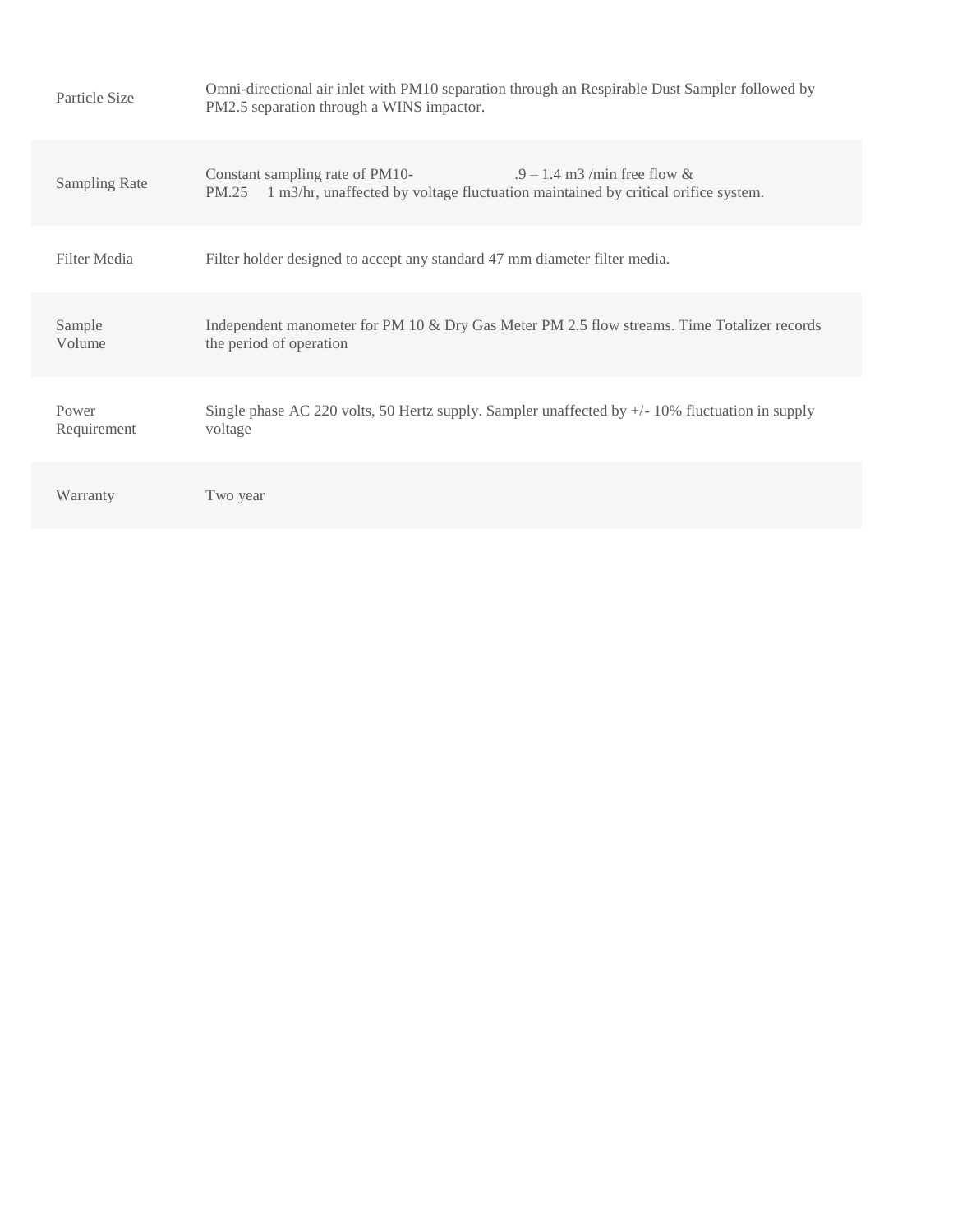| | |
|---|---|
| Particle Size | Omni-directional air inlet with PM10 separation through an Respirable Dust Sampler followed by PM2.5 separation through a WINS impactor. |
| Sampling Rate | Constant sampling rate of PM10- .9 – 1.4 m3 /min free flow & PM.25 1 m3/hr, unaffected by voltage fluctuation maintained by critical orifice system. |
| Filter Media | Filter holder designed to accept any standard 47 mm diameter filter media. |
| Sample Volume | Independent manometer for PM 10 & Dry Gas Meter PM 2.5 flow streams. Time Totalizer records the period of operation |
| Power Requirement | Single phase AC 220 volts, 50 Hertz supply. Sampler unaffected by +/- 10% fluctuation in supply voltage |
| Warranty | Two year |